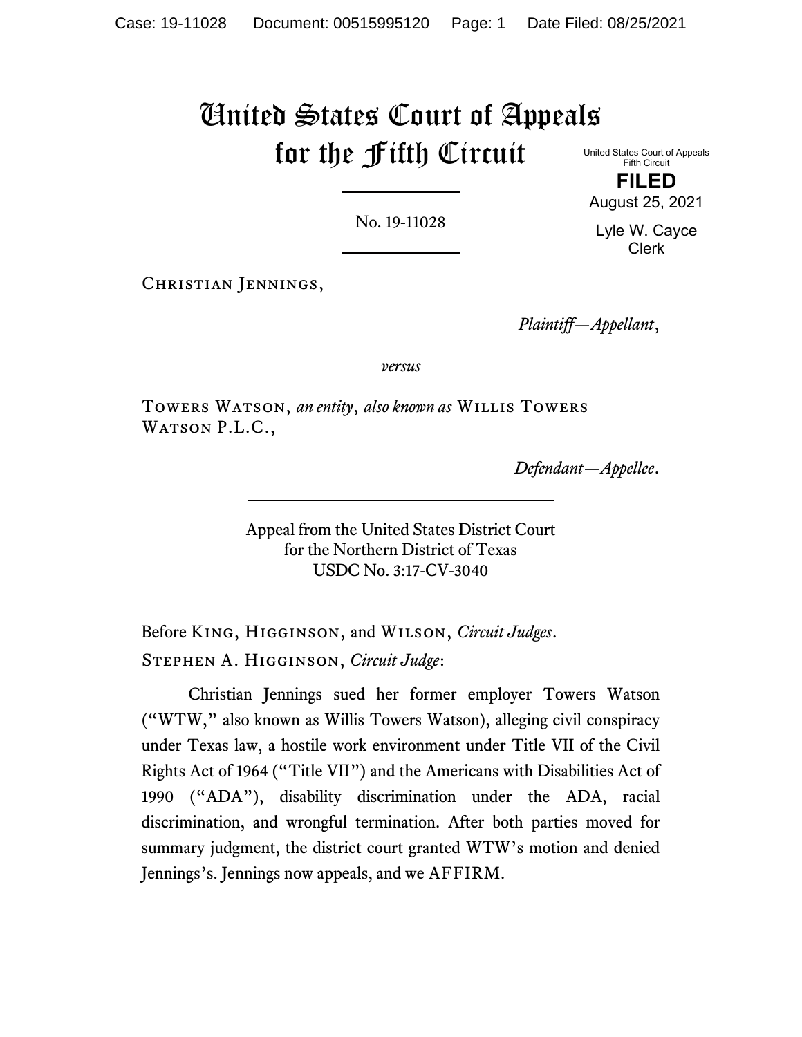# United States Court of Appeals for the Fifth Circuit

United States Court of Appeals
Fifth Circuit

**FILED**

August 25, 2021

Lyle W. Cayce
Clerk

No. 19-11028

Christian Jennings,

*Plaintiff—Appellant*,

*versus*

Towers Watson, *an entity*, *also known as* Willis Towers Watson P.L.C.,

*Defendant—Appellee*.

Appeal from the United States District Court
for the Northern District of Texas
USDC No. 3:17-CV-3040

Before King, Higginson, and Wilson, *Circuit Judges*.

Stephen A. Higginson, *Circuit Judge*:

Christian Jennings sued her former employer Towers Watson ("WTW," also known as Willis Towers Watson), alleging civil conspiracy under Texas law, a hostile work environment under Title VII of the Civil Rights Act of 1964 ("Title VII") and the Americans with Disabilities Act of 1990 ("ADA"), disability discrimination under the ADA, racial discrimination, and wrongful termination. After both parties moved for summary judgment, the district court granted WTW's motion and denied Jennings's. Jennings now appeals, and we AFFIRM.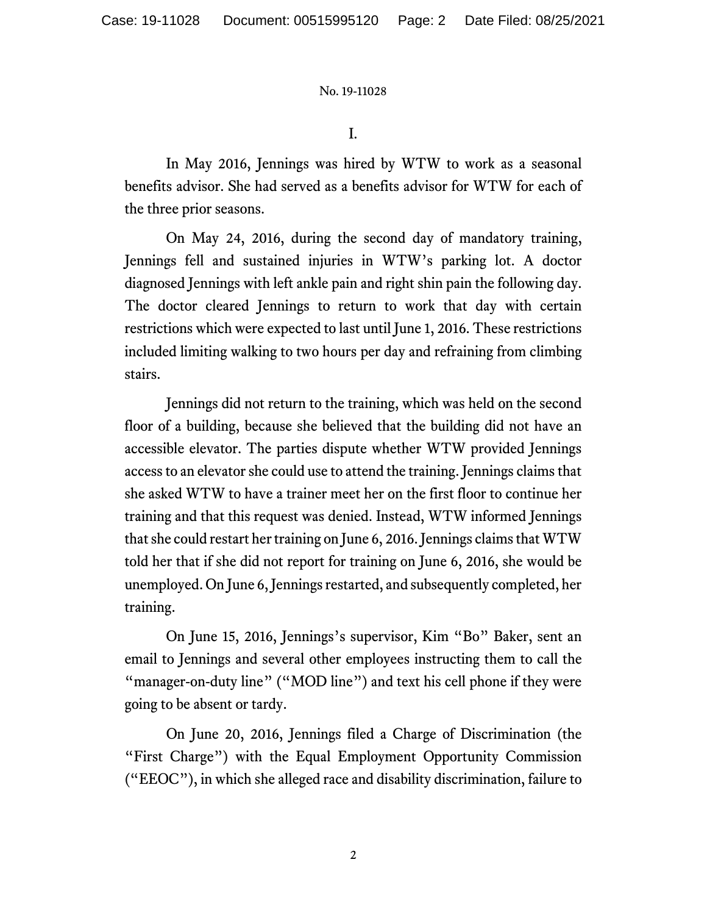I.

In May 2016, Jennings was hired by WTW to work as a seasonal benefits advisor. She had served as a benefits advisor for WTW for each of the three prior seasons.

On May 24, 2016, during the second day of mandatory training, Jennings fell and sustained injuries in WTW's parking lot. A doctor diagnosed Jennings with left ankle pain and right shin pain the following day. The doctor cleared Jennings to return to work that day with certain restrictions which were expected to last until June 1, 2016. These restrictions included limiting walking to two hours per day and refraining from climbing stairs.

Jennings did not return to the training, which was held on the second floor of a building, because she believed that the building did not have an accessible elevator. The parties dispute whether WTW provided Jennings access to an elevator she could use to attend the training. Jennings claims that she asked WTW to have a trainer meet her on the first floor to continue her training and that this request was denied. Instead, WTW informed Jennings that she could restart her training on June 6, 2016. Jennings claims that WTW told her that if she did not report for training on June 6, 2016, she would be unemployed. On June 6, Jennings restarted, and subsequently completed, her training.

On June 15, 2016, Jennings's supervisor, Kim "Bo" Baker, sent an email to Jennings and several other employees instructing them to call the "manager-on-duty line" ("MOD line") and text his cell phone if they were going to be absent or tardy.

On June 20, 2016, Jennings filed a Charge of Discrimination (the "First Charge") with the Equal Employment Opportunity Commission ("EEOC"), in which she alleged race and disability discrimination, failure to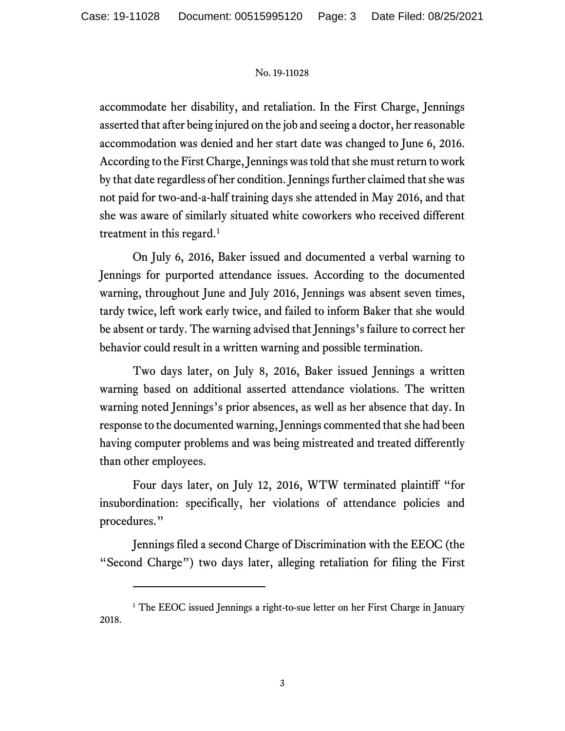accommodate her disability, and retaliation. In the First Charge, Jennings asserted that after being injured on the job and seeing a doctor, her reasonable accommodation was denied and her start date was changed to June 6, 2016. According to the First Charge, Jennings was told that she must return to work by that date regardless of her condition. Jennings further claimed that she was not paid for two-and-a-half training days she attended in May 2016, and that she was aware of similarly situated white coworkers who received different treatment in this regard.[1]

On July 6, 2016, Baker issued and documented a verbal warning to Jennings for purported attendance issues. According to the documented warning, throughout June and July 2016, Jennings was absent seven times, tardy twice, left work early twice, and failed to inform Baker that she would be absent or tardy. The warning advised that Jennings's failure to correct her behavior could result in a written warning and possible termination.

Two days later, on July 8, 2016, Baker issued Jennings a written warning based on additional asserted attendance violations. The written warning noted Jennings's prior absences, as well as her absence that day. In response to the documented warning, Jennings commented that she had been having computer problems and was being mistreated and treated differently than other employees.

Four days later, on July 12, 2016, WTW terminated plaintiff "for insubordination: specifically, her violations of attendance policies and procedures."

Jennings filed a second Charge of Discrimination with the EEOC (the "Second Charge") two days later, alleging retaliation for filing the First

[1] The EEOC issued Jennings a right-to-sue letter on her First Charge in January 2018.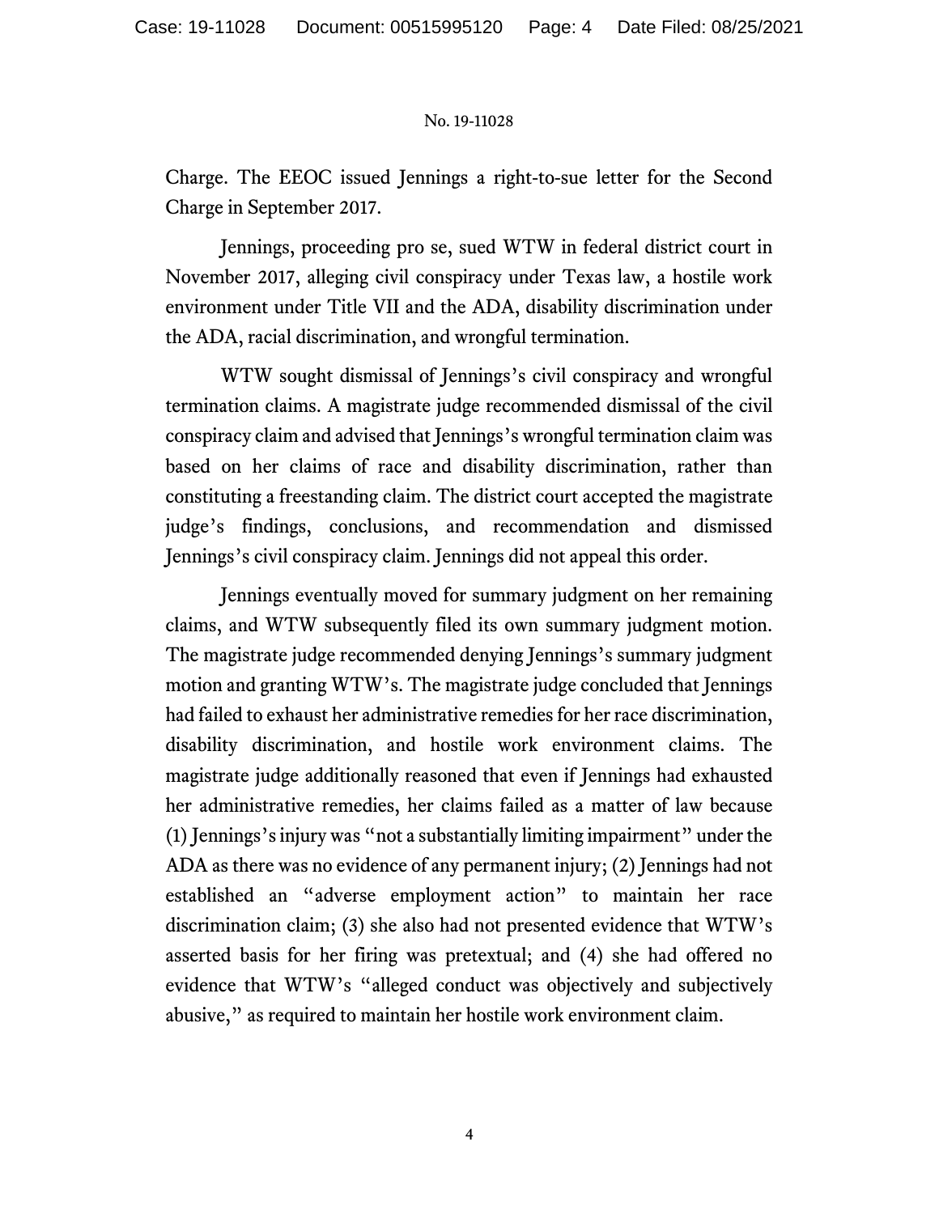Charge. The EEOC issued Jennings a right-to-sue letter for the Second Charge in September 2017.

Jennings, proceeding pro se, sued WTW in federal district court in November 2017, alleging civil conspiracy under Texas law, a hostile work environment under Title VII and the ADA, disability discrimination under the ADA, racial discrimination, and wrongful termination.

WTW sought dismissal of Jennings's civil conspiracy and wrongful termination claims. A magistrate judge recommended dismissal of the civil conspiracy claim and advised that Jennings's wrongful termination claim was based on her claims of race and disability discrimination, rather than constituting a freestanding claim. The district court accepted the magistrate judge's findings, conclusions, and recommendation and dismissed Jennings's civil conspiracy claim. Jennings did not appeal this order.

Jennings eventually moved for summary judgment on her remaining claims, and WTW subsequently filed its own summary judgment motion. The magistrate judge recommended denying Jennings's summary judgment motion and granting WTW's. The magistrate judge concluded that Jennings had failed to exhaust her administrative remedies for her race discrimination, disability discrimination, and hostile work environment claims. The magistrate judge additionally reasoned that even if Jennings had exhausted her administrative remedies, her claims failed as a matter of law because (1) Jennings's injury was "not a substantially limiting impairment" under the ADA as there was no evidence of any permanent injury; (2) Jennings had not established an "adverse employment action" to maintain her race discrimination claim; (3) she also had not presented evidence that WTW's asserted basis for her firing was pretextual; and (4) she had offered no evidence that WTW's "alleged conduct was objectively and subjectively abusive," as required to maintain her hostile work environment claim.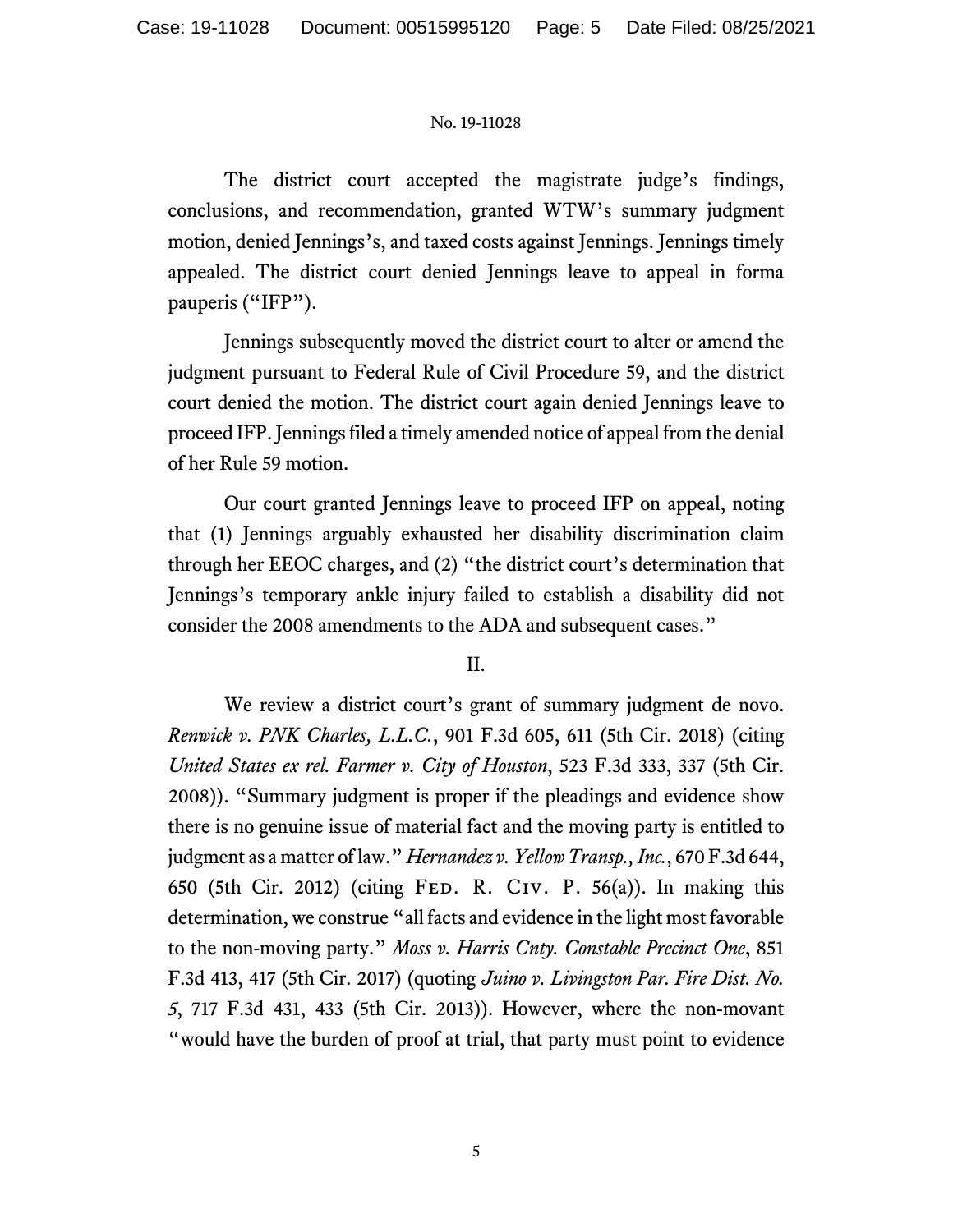The district court accepted the magistrate judge's findings, conclusions, and recommendation, granted WTW's summary judgment motion, denied Jennings's, and taxed costs against Jennings. Jennings timely appealed. The district court denied Jennings leave to appeal in forma pauperis ("IFP").

Jennings subsequently moved the district court to alter or amend the judgment pursuant to Federal Rule of Civil Procedure 59, and the district court denied the motion. The district court again denied Jennings leave to proceed IFP. Jennings filed a timely amended notice of appeal from the denial of her Rule 59 motion.

Our court granted Jennings leave to proceed IFP on appeal, noting that (1) Jennings arguably exhausted her disability discrimination claim through her EEOC charges, and (2) "the district court's determination that Jennings's temporary ankle injury failed to establish a disability did not consider the 2008 amendments to the ADA and subsequent cases."

## II.

We review a district court's grant of summary judgment de novo. *Renwick v. PNK Charles, L.L.C.*, 901 F.3d 605, 611 (5th Cir. 2018) (citing *United States ex rel. Farmer v. City of Houston*, 523 F.3d 333, 337 (5th Cir. 2008)). "Summary judgment is proper if the pleadings and evidence show there is no genuine issue of material fact and the moving party is entitled to judgment as a matter of law." *Hernandez v. Yellow Transp., Inc.*, 670 F.3d 644, 650 (5th Cir. 2012) (citing Fed. R. Civ. P. 56(a)). In making this determination, we construe "all facts and evidence in the light most favorable to the non-moving party." *Moss v. Harris Cnty. Constable Precinct One*, 851 F.3d 413, 417 (5th Cir. 2017) (quoting *Juino v. Livingston Par. Fire Dist. No. 5*, 717 F.3d 431, 433 (5th Cir. 2013)). However, where the non-movant "would have the burden of proof at trial, that party must point to evidence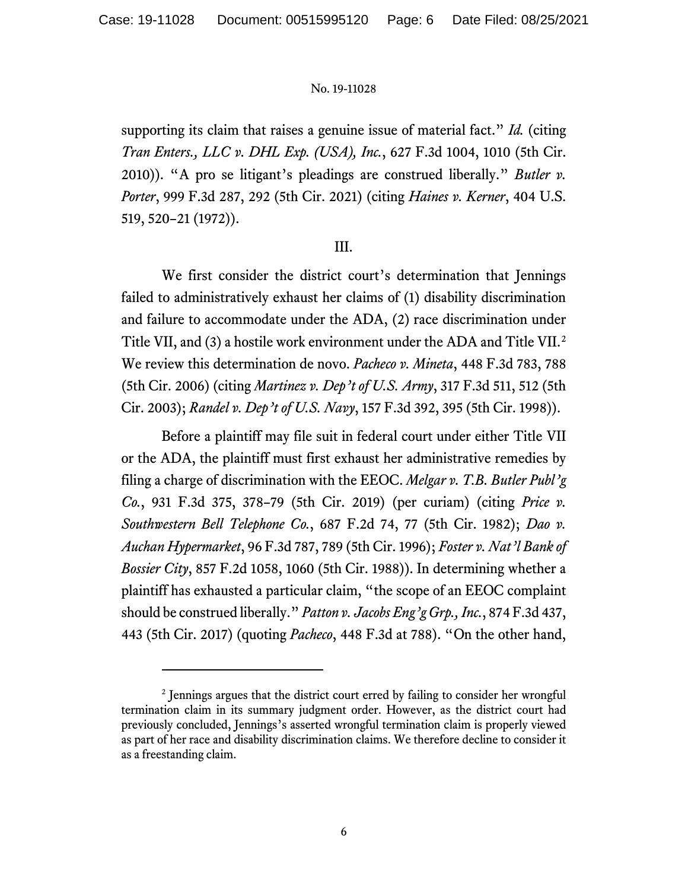supporting its claim that raises a genuine issue of material fact." *Id.* (citing *Tran Enters., LLC v. DHL Exp. (USA), Inc.*, 627 F.3d 1004, 1010 (5th Cir. 2010)). "A pro se litigant's pleadings are construed liberally." *Butler v. Porter*, 999 F.3d 287, 292 (5th Cir. 2021) (citing *Haines v. Kerner*, 404 U.S. 519, 520–21 (1972)).

## III.

We first consider the district court's determination that Jennings failed to administratively exhaust her claims of (1) disability discrimination and failure to accommodate under the ADA, (2) race discrimination under Title VII, and (3) a hostile work environment under the ADA and Title VII.[2] We review this determination de novo. *Pacheco v. Mineta*, 448 F.3d 783, 788 (5th Cir. 2006) (citing *Martinez v. Dep't of U.S. Army*, 317 F.3d 511, 512 (5th Cir. 2003); *Randel v. Dep't of U.S. Navy*, 157 F.3d 392, 395 (5th Cir. 1998)).

Before a plaintiff may file suit in federal court under either Title VII or the ADA, the plaintiff must first exhaust her administrative remedies by filing a charge of discrimination with the EEOC. *Melgar v. T.B. Butler Publ'g Co.*, 931 F.3d 375, 378–79 (5th Cir. 2019) (per curiam) (citing *Price v. Southwestern Bell Telephone Co.*, 687 F.2d 74, 77 (5th Cir. 1982); *Dao v. Auchan Hypermarket*, 96 F.3d 787, 789 (5th Cir. 1996); *Foster v. Nat'l Bank of Bossier City*, 857 F.2d 1058, 1060 (5th Cir. 1988)). In determining whether a plaintiff has exhausted a particular claim, "the scope of an EEOC complaint should be construed liberally." *Patton v. Jacobs Eng'g Grp., Inc.*, 874 F.3d 437, 443 (5th Cir. 2017) (quoting *Pacheco*, 448 F.3d at 788). "On the other hand,

---

[2] Jennings argues that the district court erred by failing to consider her wrongful termination claim in its summary judgment order. However, as the district court had previously concluded, Jennings's asserted wrongful termination claim is properly viewed as part of her race and disability discrimination claims. We therefore decline to consider it as a freestanding claim.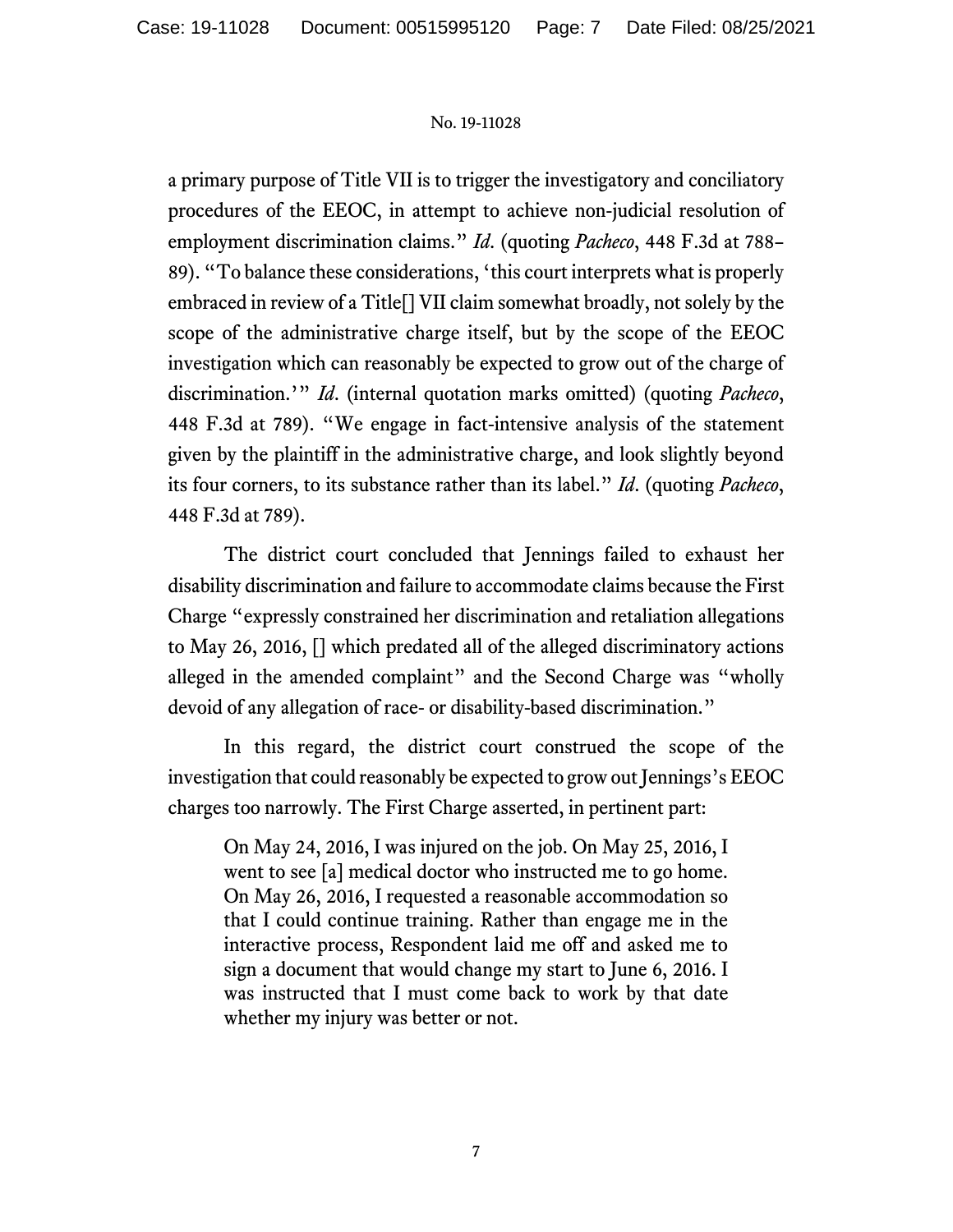a primary purpose of Title VII is to trigger the investigatory and conciliatory procedures of the EEOC, in attempt to achieve non-judicial resolution of employment discrimination claims." *Id*. (quoting *Pacheco*, 448 F.3d at 788–89). "To balance these considerations, 'this court interprets what is properly embraced in review of a Title[] VII claim somewhat broadly, not solely by the scope of the administrative charge itself, but by the scope of the EEOC investigation which can reasonably be expected to grow out of the charge of discrimination.'" *Id*. (internal quotation marks omitted) (quoting *Pacheco*, 448 F.3d at 789). "We engage in fact-intensive analysis of the statement given by the plaintiff in the administrative charge, and look slightly beyond its four corners, to its substance rather than its label." *Id*. (quoting *Pacheco*, 448 F.3d at 789).

The district court concluded that Jennings failed to exhaust her disability discrimination and failure to accommodate claims because the First Charge "expressly constrained her discrimination and retaliation allegations to May 26, 2016, [] which predated all of the alleged discriminatory actions alleged in the amended complaint" and the Second Charge was "wholly devoid of any allegation of race- or disability-based discrimination."

In this regard, the district court construed the scope of the investigation that could reasonably be expected to grow out Jennings's EEOC charges too narrowly. The First Charge asserted, in pertinent part:

> On May 24, 2016, I was injured on the job. On May 25, 2016, I went to see [a] medical doctor who instructed me to go home. On May 26, 2016, I requested a reasonable accommodation so that I could continue training. Rather than engage me in the interactive process, Respondent laid me off and asked me to sign a document that would change my start to June 6, 2016. I was instructed that I must come back to work by that date whether my injury was better or not.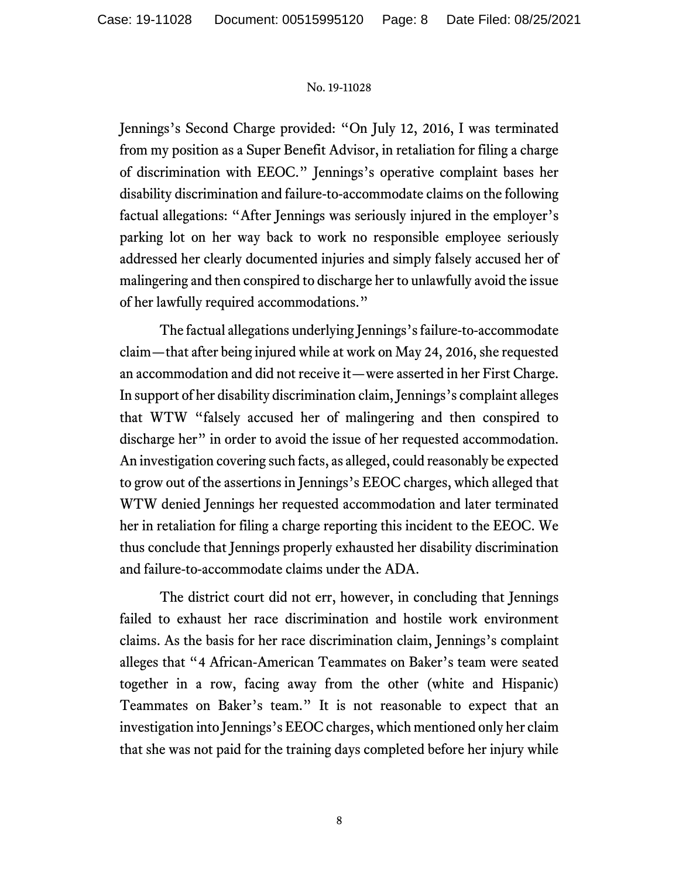Jennings's Second Charge provided: "On July 12, 2016, I was terminated from my position as a Super Benefit Advisor, in retaliation for filing a charge of discrimination with EEOC." Jennings's operative complaint bases her disability discrimination and failure-to-accommodate claims on the following factual allegations: "After Jennings was seriously injured in the employer's parking lot on her way back to work no responsible employee seriously addressed her clearly documented injuries and simply falsely accused her of malingering and then conspired to discharge her to unlawfully avoid the issue of her lawfully required accommodations."

The factual allegations underlying Jennings's failure-to-accommodate claim—that after being injured while at work on May 24, 2016, she requested an accommodation and did not receive it—were asserted in her First Charge. In support of her disability discrimination claim, Jennings's complaint alleges that WTW "falsely accused her of malingering and then conspired to discharge her" in order to avoid the issue of her requested accommodation. An investigation covering such facts, as alleged, could reasonably be expected to grow out of the assertions in Jennings's EEOC charges, which alleged that WTW denied Jennings her requested accommodation and later terminated her in retaliation for filing a charge reporting this incident to the EEOC. We thus conclude that Jennings properly exhausted her disability discrimination and failure-to-accommodate claims under the ADA.

The district court did not err, however, in concluding that Jennings failed to exhaust her race discrimination and hostile work environment claims. As the basis for her race discrimination claim, Jennings's complaint alleges that "4 African-American Teammates on Baker's team were seated together in a row, facing away from the other (white and Hispanic) Teammates on Baker's team." It is not reasonable to expect that an investigation into Jennings's EEOC charges, which mentioned only her claim that she was not paid for the training days completed before her injury while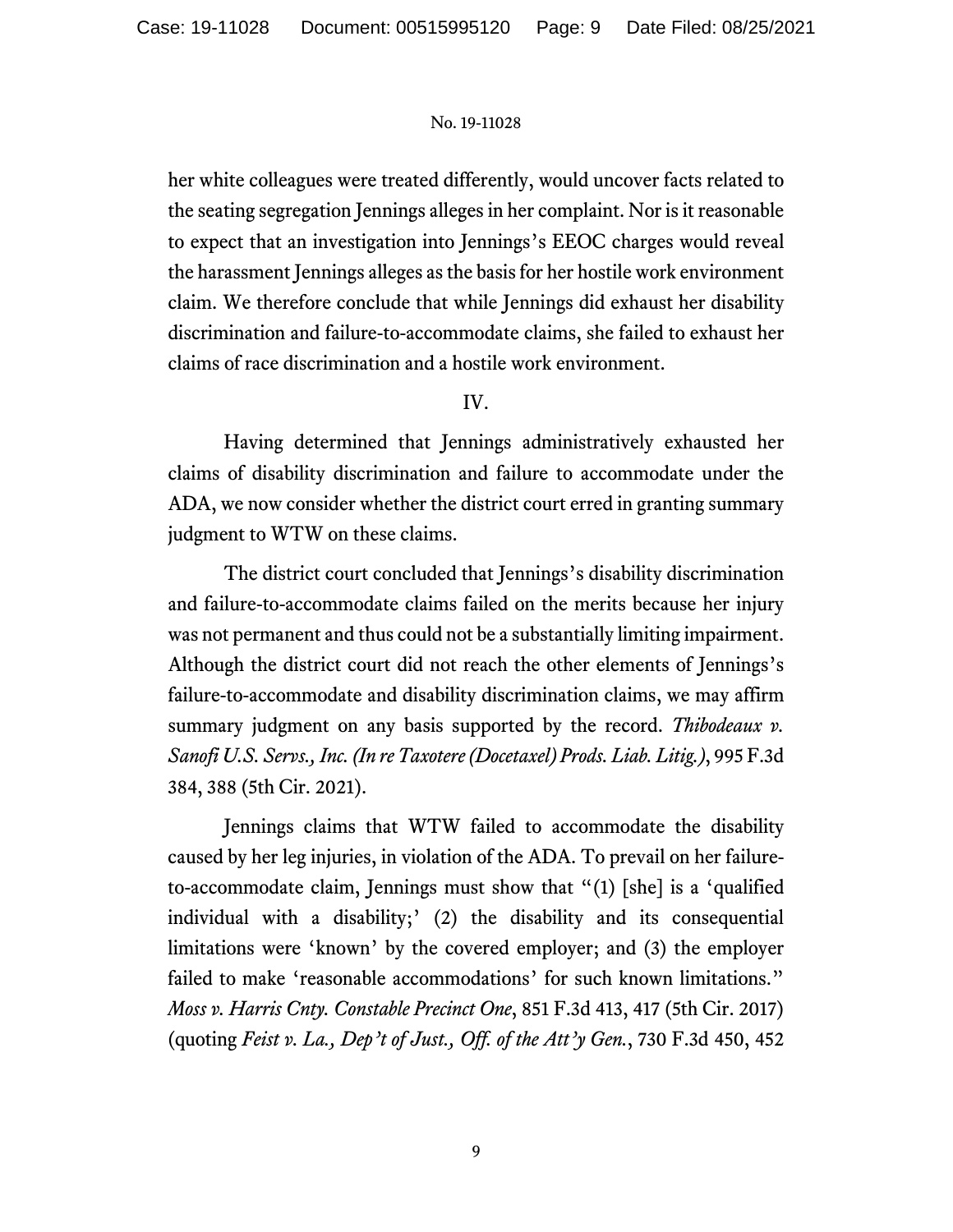her white colleagues were treated differently, would uncover facts related to the seating segregation Jennings alleges in her complaint. Nor is it reasonable to expect that an investigation into Jennings's EEOC charges would reveal the harassment Jennings alleges as the basis for her hostile work environment claim. We therefore conclude that while Jennings did exhaust her disability discrimination and failure-to-accommodate claims, she failed to exhaust her claims of race discrimination and a hostile work environment.

## IV.

Having determined that Jennings administratively exhausted her claims of disability discrimination and failure to accommodate under the ADA, we now consider whether the district court erred in granting summary judgment to WTW on these claims.

The district court concluded that Jennings's disability discrimination and failure-to-accommodate claims failed on the merits because her injury was not permanent and thus could not be a substantially limiting impairment. Although the district court did not reach the other elements of Jennings's failure-to-accommodate and disability discrimination claims, we may affirm summary judgment on any basis supported by the record. *Thibodeaux v. Sanofi U.S. Servs., Inc. (In re Taxotere (Docetaxel) Prods. Liab. Litig.)*, 995 F.3d 384, 388 (5th Cir. 2021).

Jennings claims that WTW failed to accommodate the disability caused by her leg injuries, in violation of the ADA. To prevail on her failure-to-accommodate claim, Jennings must show that "(1) [she] is a 'qualified individual with a disability;' (2) the disability and its consequential limitations were 'known' by the covered employer; and (3) the employer failed to make 'reasonable accommodations' for such known limitations." *Moss v. Harris Cnty. Constable Precinct One*, 851 F.3d 413, 417 (5th Cir. 2017) (quoting *Feist v. La., Dep't of Just., Off. of the Att'y Gen.*, 730 F.3d 450, 452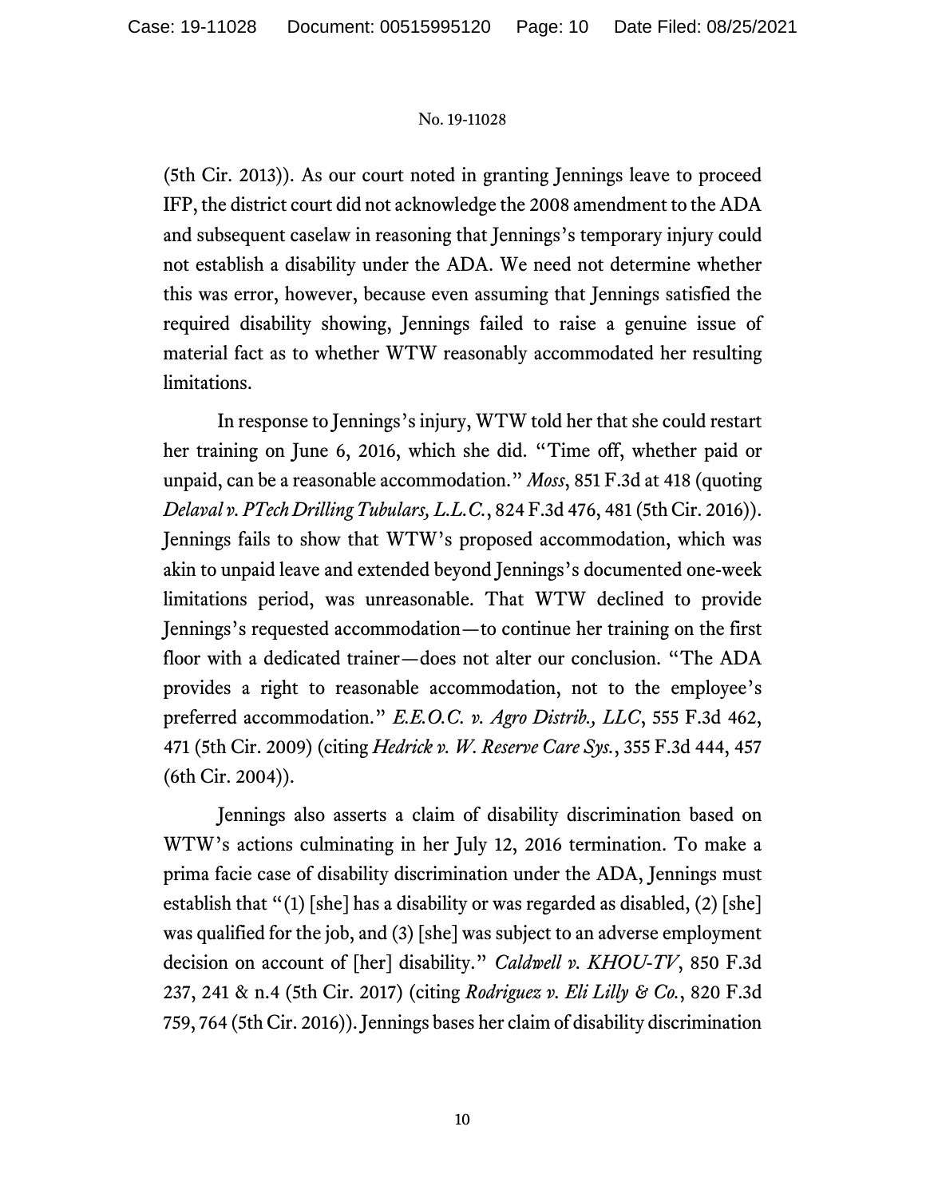(5th Cir. 2013)). As our court noted in granting Jennings leave to proceed IFP, the district court did not acknowledge the 2008 amendment to the ADA and subsequent caselaw in reasoning that Jennings's temporary injury could not establish a disability under the ADA. We need not determine whether this was error, however, because even assuming that Jennings satisfied the required disability showing, Jennings failed to raise a genuine issue of material fact as to whether WTW reasonably accommodated her resulting limitations.

In response to Jennings's injury, WTW told her that she could restart her training on June 6, 2016, which she did. "Time off, whether paid or unpaid, can be a reasonable accommodation." *Moss*, 851 F.3d at 418 (quoting *Delaval v. PTech Drilling Tubulars, L.L.C.*, 824 F.3d 476, 481 (5th Cir. 2016)). Jennings fails to show that WTW's proposed accommodation, which was akin to unpaid leave and extended beyond Jennings's documented one-week limitations period, was unreasonable. That WTW declined to provide Jennings's requested accommodation—to continue her training on the first floor with a dedicated trainer—does not alter our conclusion. "The ADA provides a right to reasonable accommodation, not to the employee's preferred accommodation." *E.E.O.C. v. Agro Distrib., LLC*, 555 F.3d 462, 471 (5th Cir. 2009) (citing *Hedrick v. W. Reserve Care Sys.*, 355 F.3d 444, 457 (6th Cir. 2004)).

Jennings also asserts a claim of disability discrimination based on WTW's actions culminating in her July 12, 2016 termination. To make a prima facie case of disability discrimination under the ADA, Jennings must establish that "(1) [she] has a disability or was regarded as disabled, (2) [she] was qualified for the job, and (3) [she] was subject to an adverse employment decision on account of [her] disability." *Caldwell v. KHOU-TV*, 850 F.3d 237, 241 & n.4 (5th Cir. 2017) (citing *Rodriguez v. Eli Lilly & Co.*, 820 F.3d 759, 764 (5th Cir. 2016)). Jennings bases her claim of disability discrimination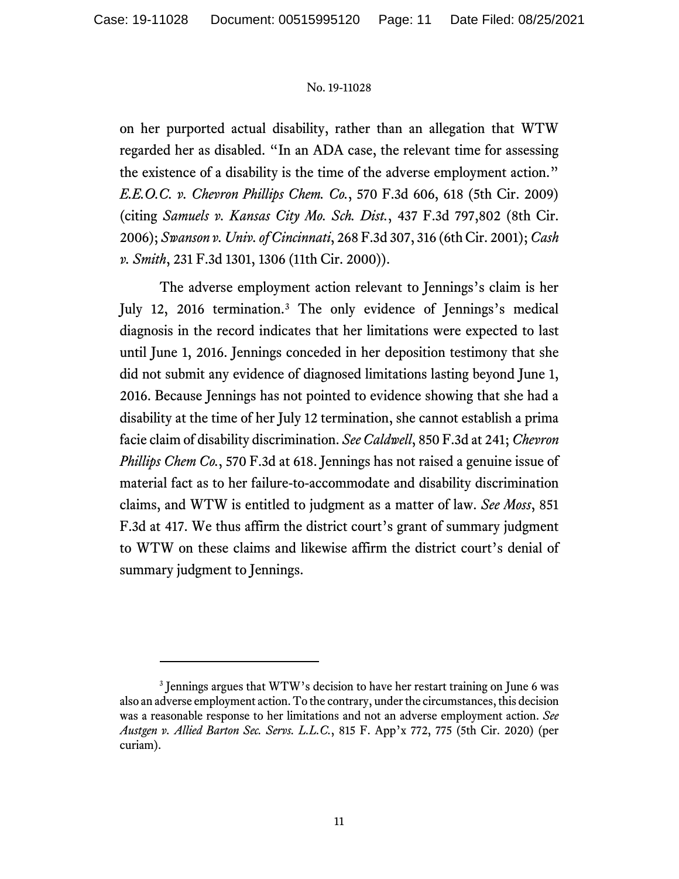on her purported actual disability, rather than an allegation that WTW regarded her as disabled. "In an ADA case, the relevant time for assessing the existence of a disability is the time of the adverse employment action." *E.E.O.C. v. Chevron Phillips Chem. Co.*, 570 F.3d 606, 618 (5th Cir. 2009) (citing *Samuels v. Kansas City Mo. Sch. Dist.*, 437 F.3d 797,802 (8th Cir. 2006); *Swanson v. Univ. of Cincinnati*, 268 F.3d 307, 316 (6th Cir. 2001); *Cash v. Smith*, 231 F.3d 1301, 1306 (11th Cir. 2000)).

The adverse employment action relevant to Jennings's claim is her July 12, 2016 termination.[3] The only evidence of Jennings's medical diagnosis in the record indicates that her limitations were expected to last until June 1, 2016. Jennings conceded in her deposition testimony that she did not submit any evidence of diagnosed limitations lasting beyond June 1, 2016. Because Jennings has not pointed to evidence showing that she had a disability at the time of her July 12 termination, she cannot establish a prima facie claim of disability discrimination. *See Caldwell*, 850 F.3d at 241; *Chevron Phillips Chem Co.*, 570 F.3d at 618. Jennings has not raised a genuine issue of material fact as to her failure-to-accommodate and disability discrimination claims, and WTW is entitled to judgment as a matter of law. *See Moss*, 851 F.3d at 417. We thus affirm the district court's grant of summary judgment to WTW on these claims and likewise affirm the district court's denial of summary judgment to Jennings.

---

[3] Jennings argues that WTW's decision to have her restart training on June 6 was also an adverse employment action. To the contrary, under the circumstances, this decision was a reasonable response to her limitations and not an adverse employment action. *See Austgen v. Allied Barton Sec. Servs. L.L.C.*, 815 F. App'x 772, 775 (5th Cir. 2020) (per curiam).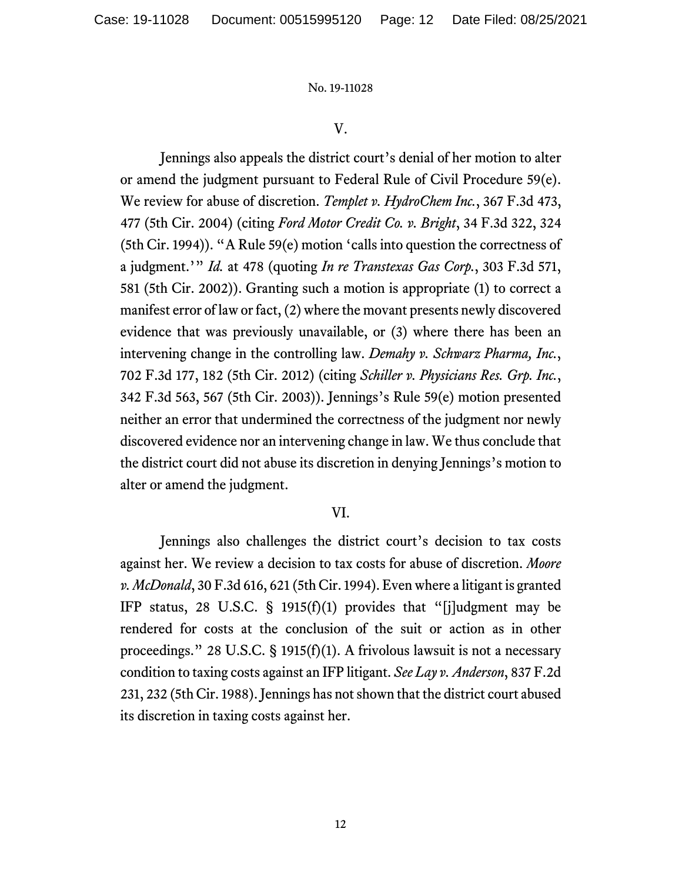V.

Jennings also appeals the district court's denial of her motion to alter or amend the judgment pursuant to Federal Rule of Civil Procedure 59(e). We review for abuse of discretion. *Templet v. HydroChem Inc.*, 367 F.3d 473, 477 (5th Cir. 2004) (citing *Ford Motor Credit Co. v. Bright*, 34 F.3d 322, 324 (5th Cir. 1994)). "A Rule 59(e) motion 'calls into question the correctness of a judgment.'" *Id.* at 478 (quoting *In re Transtexas Gas Corp.*, 303 F.3d 571, 581 (5th Cir. 2002)). Granting such a motion is appropriate (1) to correct a manifest error of law or fact, (2) where the movant presents newly discovered evidence that was previously unavailable, or (3) where there has been an intervening change in the controlling law. *Demahy v. Schwarz Pharma, Inc.*, 702 F.3d 177, 182 (5th Cir. 2012) (citing *Schiller v. Physicians Res. Grp. Inc.*, 342 F.3d 563, 567 (5th Cir. 2003)). Jennings's Rule 59(e) motion presented neither an error that undermined the correctness of the judgment nor newly discovered evidence nor an intervening change in law. We thus conclude that the district court did not abuse its discretion in denying Jennings's motion to alter or amend the judgment.

VI.

Jennings also challenges the district court's decision to tax costs against her. We review a decision to tax costs for abuse of discretion. *Moore v. McDonald*, 30 F.3d 616, 621 (5th Cir. 1994). Even where a litigant is granted IFP status, 28 U.S.C. § 1915(f)(1) provides that "[j]udgment may be rendered for costs at the conclusion of the suit or action as in other proceedings." 28 U.S.C. § 1915(f)(1). A frivolous lawsuit is not a necessary condition to taxing costs against an IFP litigant. *See Lay v. Anderson*, 837 F.2d 231, 232 (5th Cir. 1988). Jennings has not shown that the district court abused its discretion in taxing costs against her.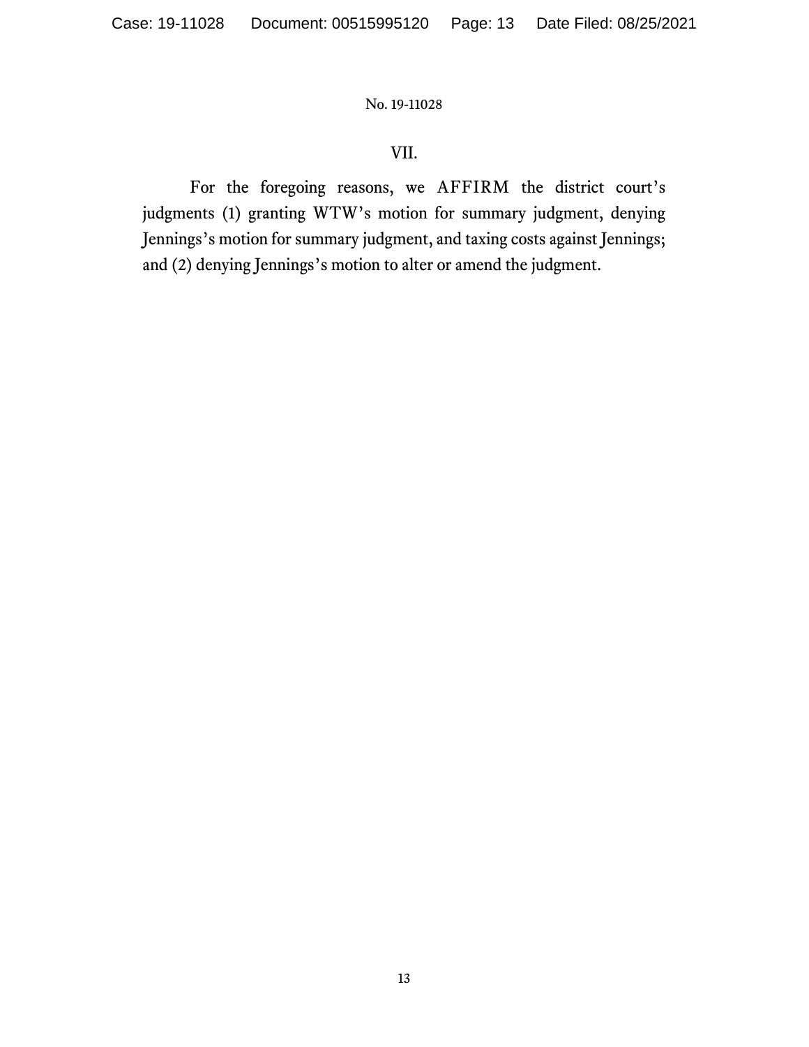## VII.

For the foregoing reasons, we AFFIRM the district court's judgments (1) granting WTW's motion for summary judgment, denying Jennings's motion for summary judgment, and taxing costs against Jennings; and (2) denying Jennings's motion to alter or amend the judgment.